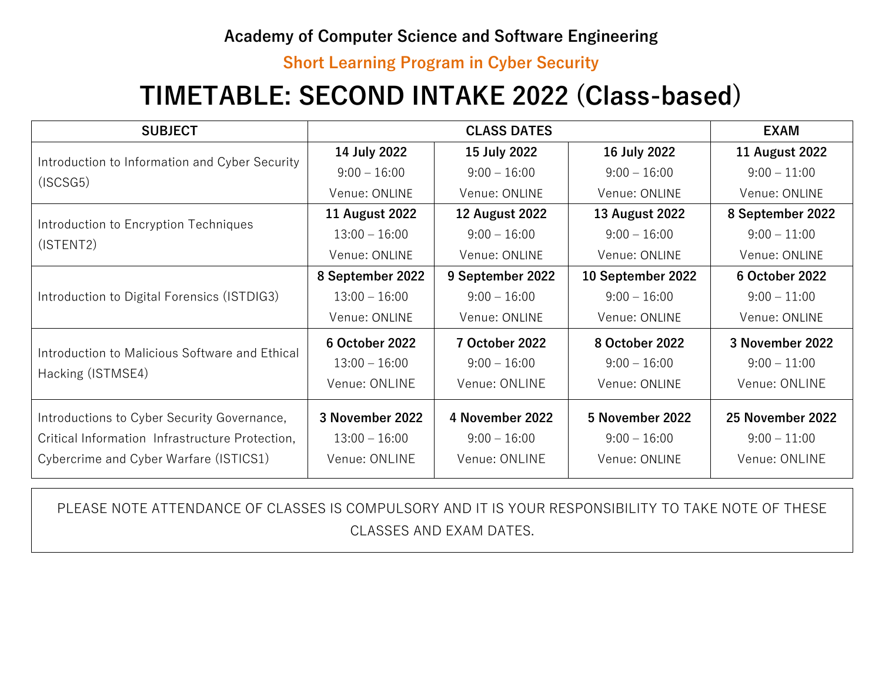**Academy of Computer Science and Software Engineering**

**Short Learning Program in Cyber Security**

# TIMETABLE: SECOND INTAKE 2022 (Class-based)

| SUBJECT | CLASS DATES | | | EXAM |
|---|---|---|---|---|
| Introduction to Information and Cyber Security (ISCSG5) | **14 July 2022**<br>9:00 – 16:00<br>Venue: ONLINE | **15 July 2022**<br>9:00 – 16:00<br>Venue: ONLINE | **16 July 2022**<br>9:00 – 16:00<br>Venue: ONLINE | **11 August 2022**<br>9:00 – 11:00<br>Venue: ONLINE |
| Introduction to Encryption Techniques (ISTENT2) | **11 August 2022**<br>13:00 – 16:00<br>Venue: ONLINE | **12 August 2022**<br>9:00 – 16:00<br>Venue: ONLINE | **13 August 2022**<br>9:00 – 16:00<br>Venue: ONLINE | **8 September 2022**<br>9:00 – 11:00<br>Venue: ONLINE |
| Introduction to Digital Forensics (ISTDIG3) | **8 September 2022**<br>13:00 – 16:00<br>Venue: ONLINE | **9 September 2022**<br>9:00 – 16:00<br>Venue: ONLINE | **10 September 2022**<br>9:00 – 16:00<br>Venue: ONLINE | **6 October 2022**<br>9:00 – 11:00<br>Venue: ONLINE |
| Introduction to Malicious Software and Ethical Hacking (ISTMSE4) | **6 October 2022**<br>13:00 – 16:00<br>Venue: ONLINE | **7 October 2022**<br>9:00 – 16:00<br>Venue: ONLINE | **8 October 2022**<br>9:00 – 16:00<br>Venue: ONLINE | **3 November 2022**<br>9:00 – 11:00<br>Venue: ONLINE |
| Introductions to Cyber Security Governance, Critical Information Infrastructure Protection, Cybercrime and Cyber Warfare (ISTICS1) | **3 November 2022**<br>13:00 – 16:00<br>Venue: ONLINE | **4 November 2022**<br>9:00 – 16:00<br>Venue: ONLINE | **5 November 2022**<br>9:00 – 16:00<br>Venue: ONLINE | **25 November 2022**<br>9:00 – 11:00<br>Venue: ONLINE |

PLEASE NOTE ATTENDANCE OF CLASSES IS COMPULSORY AND IT IS YOUR RESPONSIBILITY TO TAKE NOTE OF THESE CLASSES AND EXAM DATES.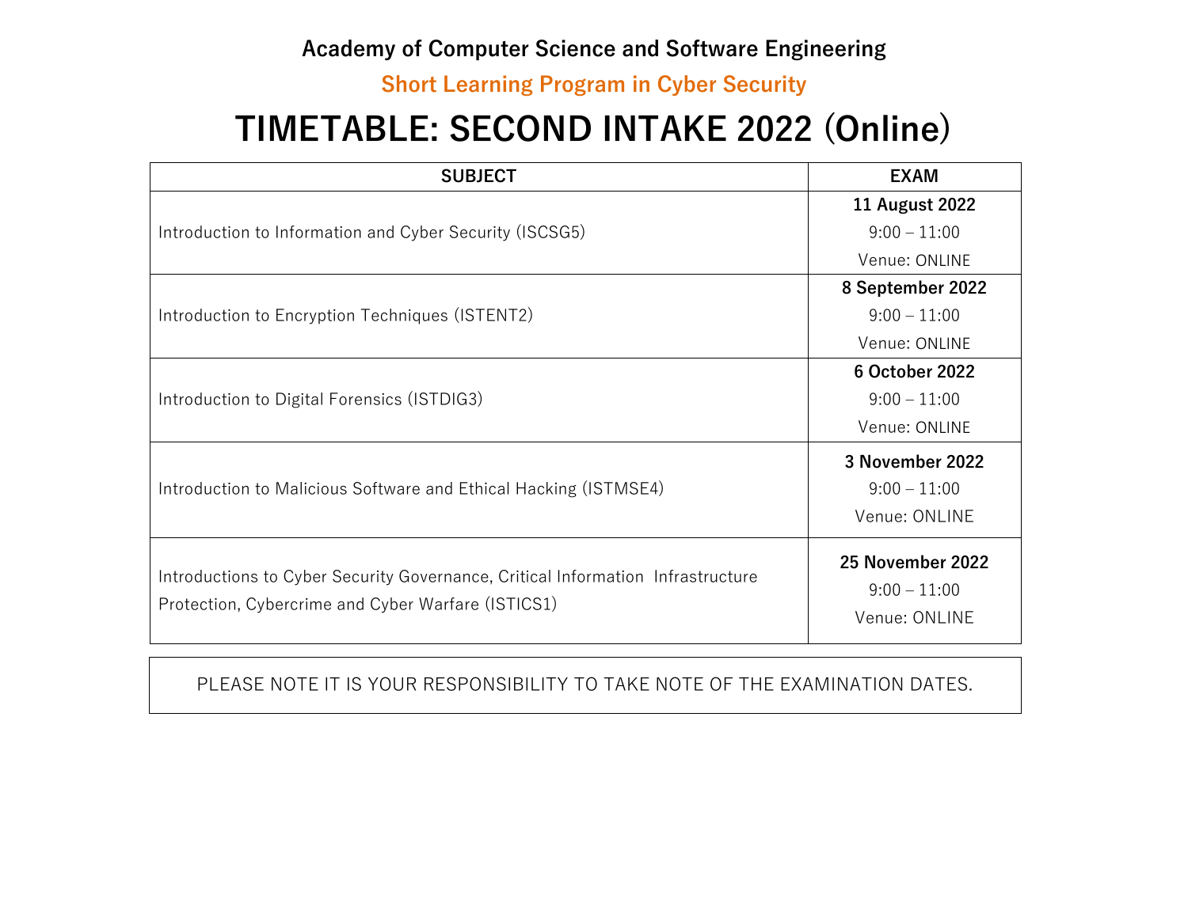**Academy of Computer Science and Software Engineering**

**Short Learning Program in Cyber Security**

# TIMETABLE: SECOND INTAKE 2022 (Online)

| SUBJECT | EXAM |
|---|---|
| Introduction to Information and Cyber Security (ISCSG5) | **11 August 2022**<br>9:00 – 11:00<br>Venue: ONLINE |
| Introduction to Encryption Techniques (ISTENT2) | **8 September 2022**<br>9:00 – 11:00<br>Venue: ONLINE |
| Introduction to Digital Forensics (ISTDIG3) | **6 October 2022**<br>9:00 – 11:00<br>Venue: ONLINE |
| Introduction to Malicious Software and Ethical Hacking (ISTMSE4) | **3 November 2022**<br>9:00 – 11:00<br>Venue: ONLINE |
| Introductions to Cyber Security Governance, Critical Information Infrastructure Protection, Cybercrime and Cyber Warfare (ISTICS1) | **25 November 2022**<br>9:00 – 11:00<br>Venue: ONLINE |

PLEASE NOTE IT IS YOUR RESPONSIBILITY TO TAKE NOTE OF THE EXAMINATION DATES.